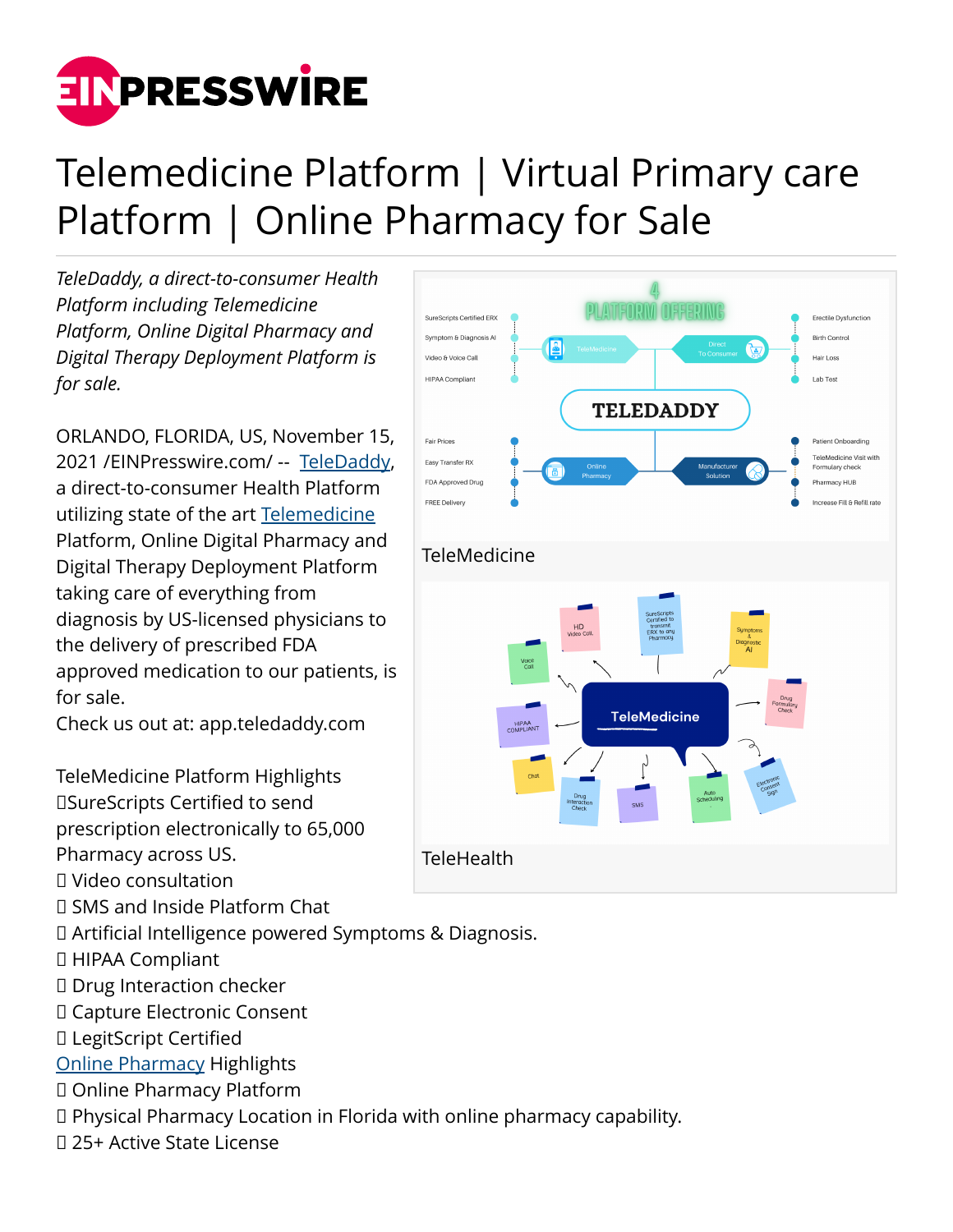# Telemedicine Platform | Virtual Primary care Platform | Online Pharmacy for Sale

*TeleDaddy, a direct-to-consumer Health Platform including Telemedicine Platform, Online Digital Pharmacy and Digital Therapy Deployment Platform is for sale.*

ORLANDO, FLORIDA, US, November 15, 2021 /EINPresswire.com/ -- TeleDaddy, a direct-to-consumer Health Platform utilizing state of the art Telemedicine Platform, Online Digital Pharmacy and Digital Therapy Deployment Platform taking care of everything from diagnosis by US-licensed physicians to the delivery of prescribed FDA approved medication to our patients, is for sale.

Check us out at: app.teledaddy.com

TeleMedicine

TeleHealth

TeleMedicine Platform Highlights

SureScripts Certified to send prescription electronically to 65,000 Pharmacy across US.

- Video consultation
- SMS and Inside Platform Chat
- Artificial Intelligence powered Symptoms & Diagnosis.
- HIPAA Compliant
- Drug Interaction checker
- Capture Electronic Consent
- LegitScript Certified

Online Pharmacy Highlights

- Online Pharmacy Platform
- Physical Pharmacy Location in Florida with online pharmacy capability.
- 25+ Active State License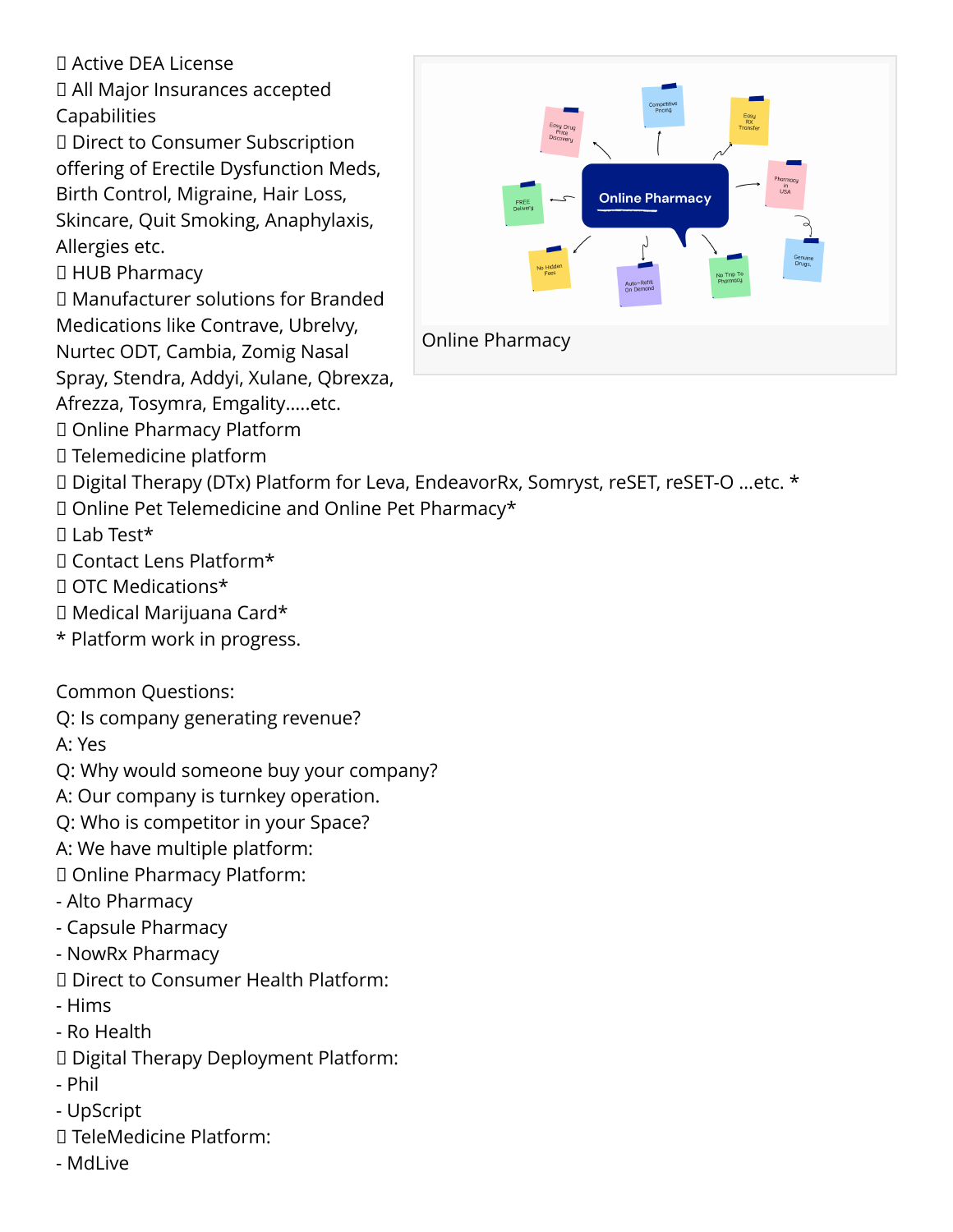Active DEA License
 All Major Insurances accepted
Capabilities
 Direct to Consumer Subscription offering of Erectile Dysfunction Meds, Birth Control, Migraine, Hair Loss, Skincare, Quit Smoking, Anaphylaxis, Allergies etc.
 HUB Pharmacy
 Manufacturer solutions for Branded Medications like Contrave, Ubrelvy, Nurtec ODT, Cambia, Zomig Nasal Spray, Stendra, Addyi, Xulane, Qbrexza, Afrezza, Tosymra, Emgality.....etc.
 Online Pharmacy Platform
 Telemedicine platform
 Digital Therapy (DTx) Platform for Leva, EndeavorRx, Somryst, reSET, reSET-O ...etc. *
 Online Pet Telemedicine and Online Pet Pharmacy*
 Lab Test*
 Contact Lens Platform*
 OTC Medications*
 Medical Marijuana Card*
* Platform work in progress.

Online Pharmacy

Common Questions:
Q: Is company generating revenue?
A: Yes
Q: Why would someone buy your company?
A: Our company is turnkey operation.
Q: Who is competitor in your Space?
A: We have multiple platform:
 Online Pharmacy Platform:
- Alto Pharmacy
- Capsule Pharmacy
- NowRx Pharmacy
 Direct to Consumer Health Platform:
- Hims
- Ro Health
 Digital Therapy Deployment Platform:
- Phil
- UpScript
 TeleMedicine Platform:
- MdLive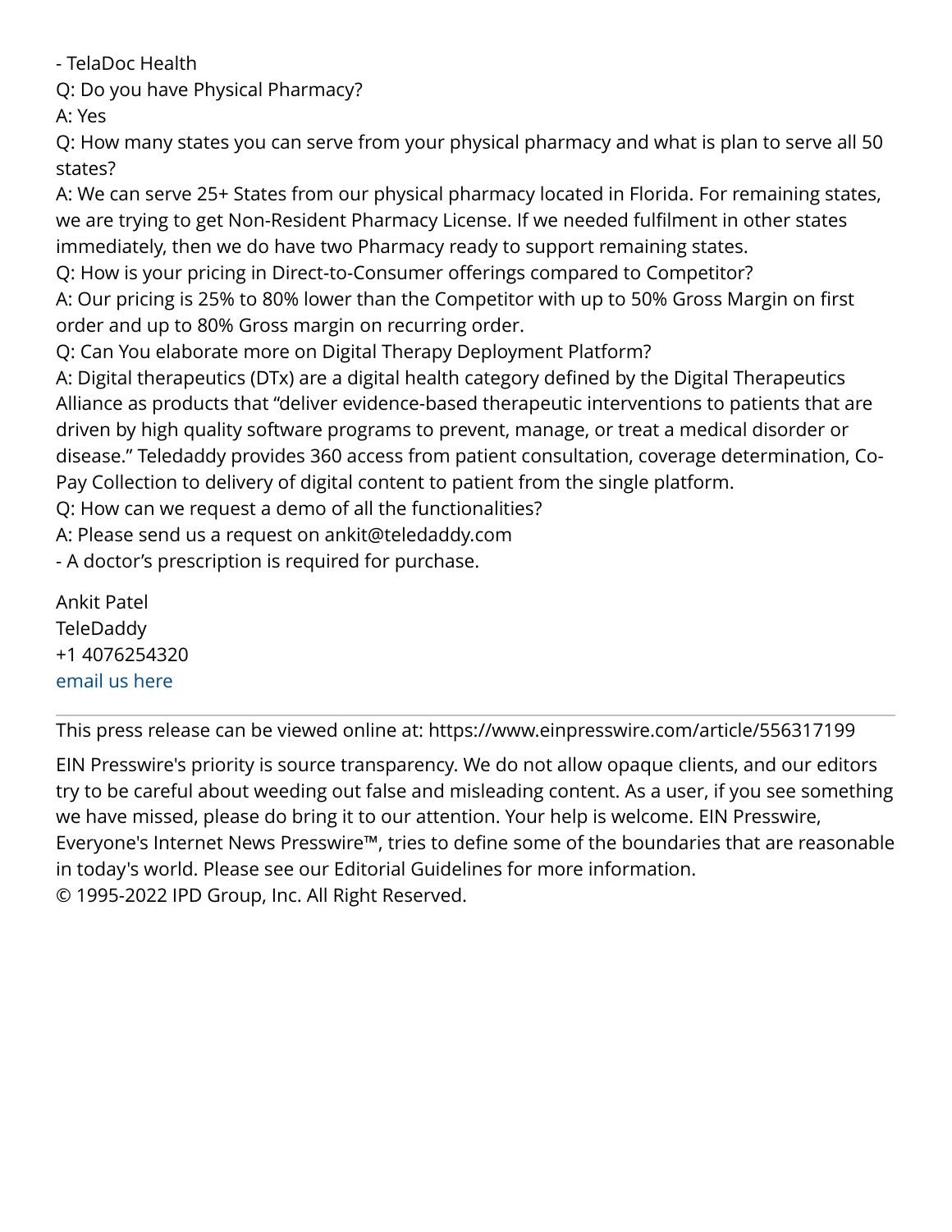- TelaDoc Health

Q: Do you have Physical Pharmacy?

A: Yes

Q: How many states you can serve from your physical pharmacy and what is plan to serve all 50 states?

A: We can serve 25+ States from our physical pharmacy located in Florida. For remaining states, we are trying to get Non-Resident Pharmacy License. If we needed fulfilment in other states immediately, then we do have two Pharmacy ready to support remaining states.

Q: How is your pricing in Direct-to-Consumer offerings compared to Competitor?

A: Our pricing is 25% to 80% lower than the Competitor with up to 50% Gross Margin on first order and up to 80% Gross margin on recurring order.

Q: Can You elaborate more on Digital Therapy Deployment Platform?

A: Digital therapeutics (DTx) are a digital health category defined by the Digital Therapeutics Alliance as products that "deliver evidence-based therapeutic interventions to patients that are driven by high quality software programs to prevent, manage, or treat a medical disorder or disease." Teledaddy provides 360 access from patient consultation, coverage determination, Co-Pay Collection to delivery of digital content to patient from the single platform.

Q: How can we request a demo of all the functionalities?

A: Please send us a request on ankit@teledaddy.com

- A doctor's prescription is required for purchase.

Ankit Patel
TeleDaddy
+1 4076254320
email us here

---

This press release can be viewed online at: https://www.einpresswire.com/article/556317199

EIN Presswire's priority is source transparency. We do not allow opaque clients, and our editors try to be careful about weeding out false and misleading content. As a user, if you see something we have missed, please do bring it to our attention. Your help is welcome. EIN Presswire, Everyone's Internet News Presswire™, tries to define some of the boundaries that are reasonable in today's world. Please see our Editorial Guidelines for more information.

© 1995-2022 IPD Group, Inc. All Right Reserved.